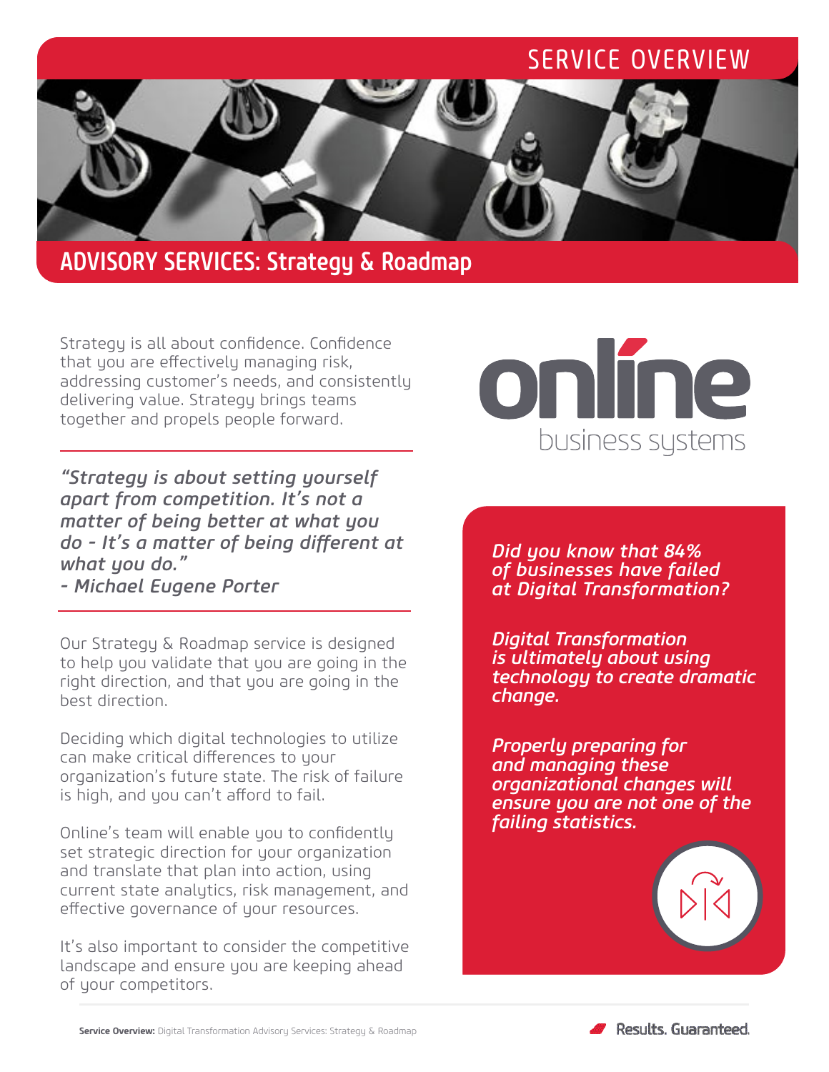SERVICE OVERVIEW

# ADVISORY SERVICES: Strategy & Roadmap

Strategy is all about confidence. Confidence that you are effectively managing risk, addressing customer's needs, and consistently delivering value. Strategy brings teams together and propels people forward.

---

***"Strategy is about setting yourself apart from competition. It's not a matter of being better at what you do - It's a matter of being different at what you do."***
***- Michael Eugene Porter***

---

Our Strategy & Roadmap service is designed to help you validate that you are going in the right direction, and that you are going in the best direction.

Deciding which digital technologies to utilize can make critical differences to your organization's future state. The risk of failure is high, and you can't afford to fail.

Online's team will enable you to confidently set strategic direction for your organization and translate that plan into action, using current state analytics, risk management, and effective governance of your resources.

It's also important to consider the competitive landscape and ensure you are keeping ahead of your competitors.

online
business systems

*Did you know that 84% of businesses have failed at Digital Transformation?*

*Digital Transformation is ultimately about using technology to create dramatic change.*

*Properly preparing for and managing these organizational changes will ensure you are not one of the failing statistics.*

**Service Overview:** Digital Transformation Advisory Services: Strategy & Roadmap

Results. Guaranteed.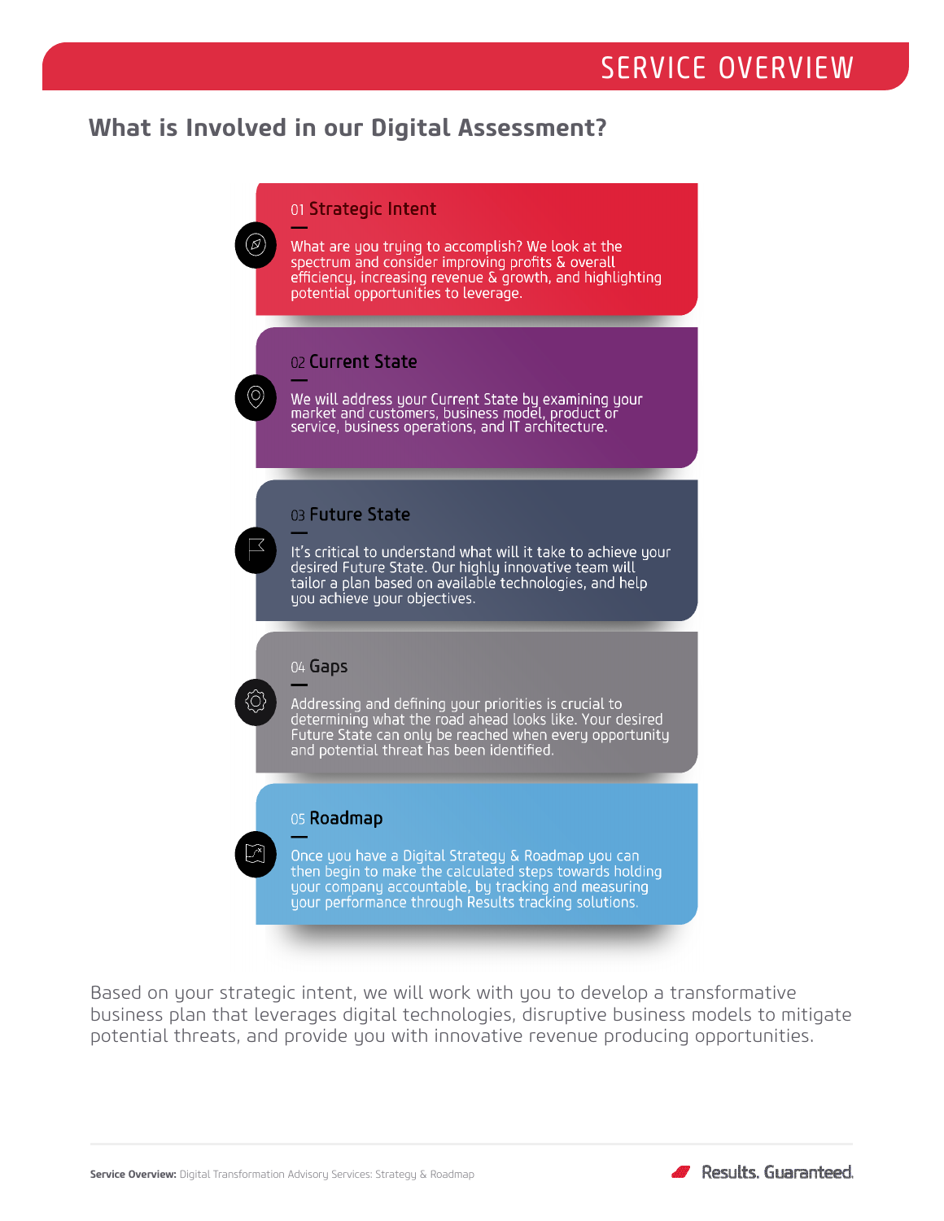# SERVICE OVERVIEW

## What is Involved in our Digital Assessment?

### 01 Strategic Intent

What are you trying to accomplish? We look at the spectrum and consider improving profits & overall efficiency, increasing revenue & growth, and highlighting potential opportunities to leverage.

### 02 Current State

We will address your Current State by examining your market and customers, business model, product or service, business operations, and IT architecture.

### 03 Future State

It's critical to understand what will it take to achieve your desired Future State. Our highly innovative team will tailor a plan based on available technologies, and help you achieve your objectives.

### 04 Gaps

Addressing and defining your priorities is crucial to determining what the road ahead looks like. Your desired Future State can only be reached when every opportunity and potential threat has been identified.

### 05 Roadmap

Once you have a Digital Strategy & Roadmap you can then begin to make the calculated steps towards holding your company accountable, by tracking and measuring your performance through Results tracking solutions.

Based on your strategic intent, we will work with you to develop a transformative business plan that leverages digital technologies, disruptive business models to mitigate potential threats, and provide you with innovative revenue producing opportunities.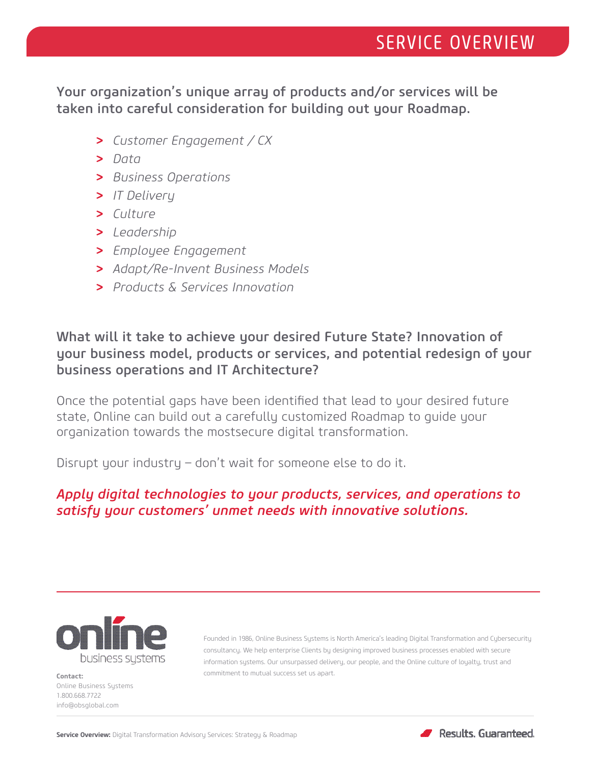# SERVICE OVERVIEW

**Your organization's unique array of products and/or services will be taken into careful consideration for building out your Roadmap.**

- *Customer Engagement / CX*
- *Data*
- *Business Operations*
- *IT Delivery*
- *Culture*
- *Leadership*
- *Employee Engagement*
- *Adapt/Re-Invent Business Models*
- *Products & Services Innovation*

**What will it take to achieve your desired Future State? Innovation of your business model, products or services, and potential redesign of your business operations and IT Architecture?**

Once the potential gaps have been identified that lead to your desired future state, Online can build out a carefully customized Roadmap to guide your organization towards the mostsecure digital transformation.

Disrupt your industry – don't wait for someone else to do it.

***Apply digital technologies to your products, services, and operations to satisfy your customers' unmet needs with innovative solutions.***

online business systems

Founded in 1986, Online Business Systems is North America's leading Digital Transformation and Cybersecurity consultancy. We help enterprise Clients by designing improved business processes enabled with secure information systems. Our unsurpassed delivery, our people, and the Online culture of loyalty, trust and commitment to mutual success set us apart.

**Contact:**
Online Business Systems
1.800.668.7722
info@obsglobal.com

**Service Overview:** Digital Transformation Advisory Services: Strategy & Roadmap

Results. Guaranteed.